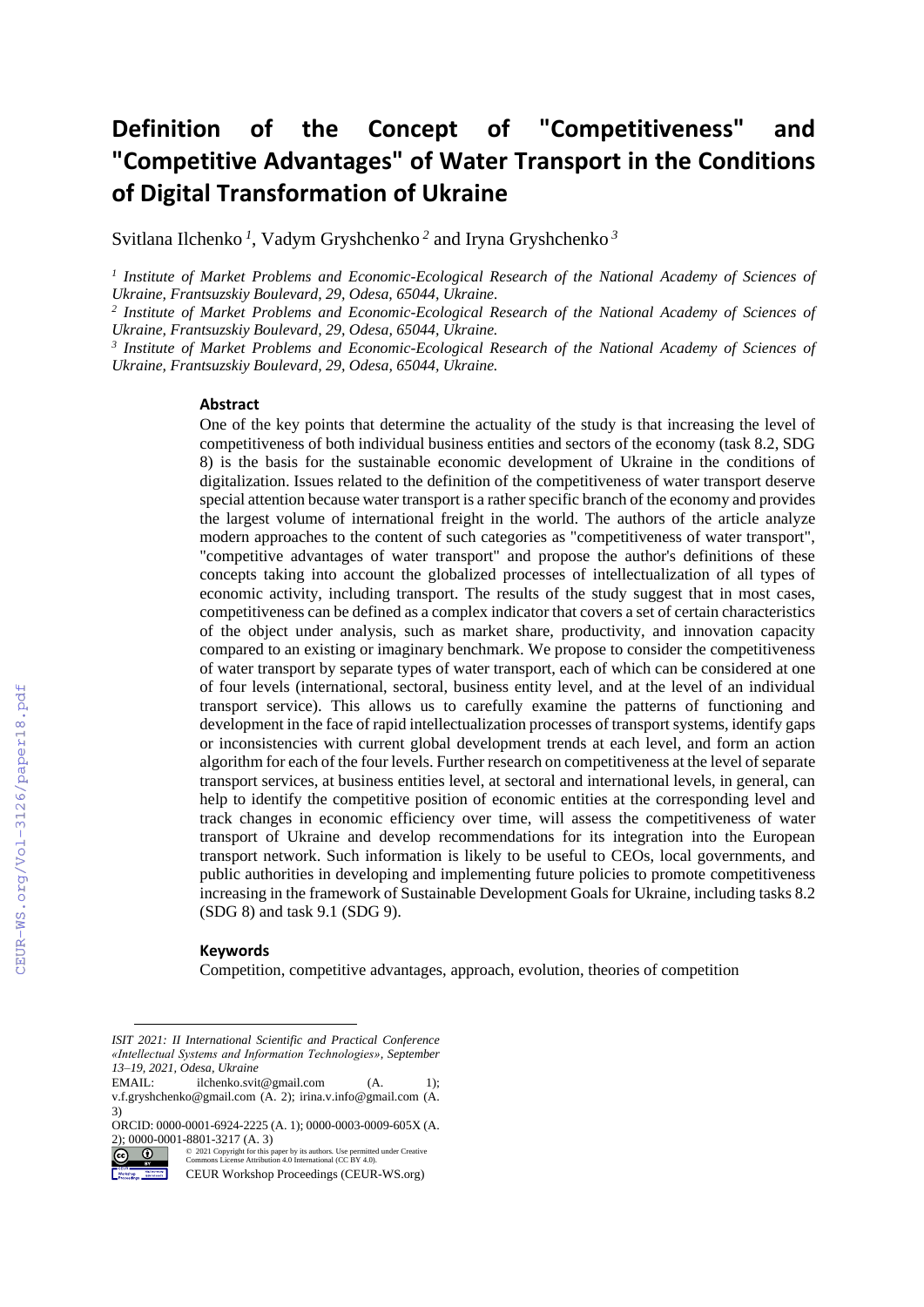# Definition of the Concept of "Competitiveness" and "Competitive Advantages" of Water Transport in the Conditions of Digital Transformation of Ukraine

Svitlana Ilchenko [1], Vadym Gryshchenko [2] and Iryna Gryshchenko [3]

[1] *Institute of Market Problems and Economic-Ecological Research of the National Academy of Sciences of Ukraine, Frantsuzskiy Boulevard, 29, Odesa, 65044, Ukraine.*
[2] *Institute of Market Problems and Economic-Ecological Research of the National Academy of Sciences of Ukraine, Frantsuzskiy Boulevard, 29, Odesa, 65044, Ukraine.*
[3] *Institute of Market Problems and Economic-Ecological Research of the National Academy of Sciences of Ukraine, Frantsuzskiy Boulevard, 29, Odesa, 65044, Ukraine.*

### Abstract

One of the key points that determine the actuality of the study is that increasing the level of competitiveness of both individual business entities and sectors of the economy (task 8.2, SDG 8) is the basis for the sustainable economic development of Ukraine in the conditions of digitalization. Issues related to the definition of the competitiveness of water transport deserve special attention because water transport is a rather specific branch of the economy and provides the largest volume of international freight in the world. The authors of the article analyze modern approaches to the content of such categories as "competitiveness of water transport", "competitive advantages of water transport" and propose the author's definitions of these concepts taking into account the globalized processes of intellectualization of all types of economic activity, including transport. The results of the study suggest that in most cases, competitiveness can be defined as a complex indicator that covers a set of certain characteristics of the object under analysis, such as market share, productivity, and innovation capacity compared to an existing or imaginary benchmark. We propose to consider the competitiveness of water transport by separate types of water transport, each of which can be considered at one of four levels (international, sectoral, business entity level, and at the level of an individual transport service). This allows us to carefully examine the patterns of functioning and development in the face of rapid intellectualization processes of transport systems, identify gaps or inconsistencies with current global development trends at each level, and form an action algorithm for each of the four levels. Further research on competitiveness at the level of separate transport services, at business entities level, at sectoral and international levels, in general, can help to identify the competitive position of economic entities at the corresponding level and track changes in economic efficiency over time, will assess the competitiveness of water transport of Ukraine and develop recommendations for its integration into the European transport network. Such information is likely to be useful to CEOs, local governments, and public authorities in developing and implementing future policies to promote competitiveness increasing in the framework of Sustainable Development Goals for Ukraine, including tasks 8.2 (SDG 8) and task 9.1 (SDG 9).

### Keywords

Competition, competitive advantages, approach, evolution, theories of competition

---

*ISIT 2021: II International Scientific and Practical Conference «Intellectual Systems and Information Technologies», September 13–19, 2021, Odesa, Ukraine*
EMAIL: ilchenko.svit@gmail.com (A. 1); v.f.gryshchenko@gmail.com (A. 2); irina.v.info@gmail.com (A. 3)
ORCID: 0000-0001-6924-2225 (A. 1); 0000-0003-0009-605X (A. 2); 0000-0001-8801-3217 (A. 3)
© 2021 Copyright for this paper by its authors. Use permitted under Creative Commons License Attribution 4.0 International (CC BY 4.0).
CEUR Workshop Proceedings (CEUR-WS.org)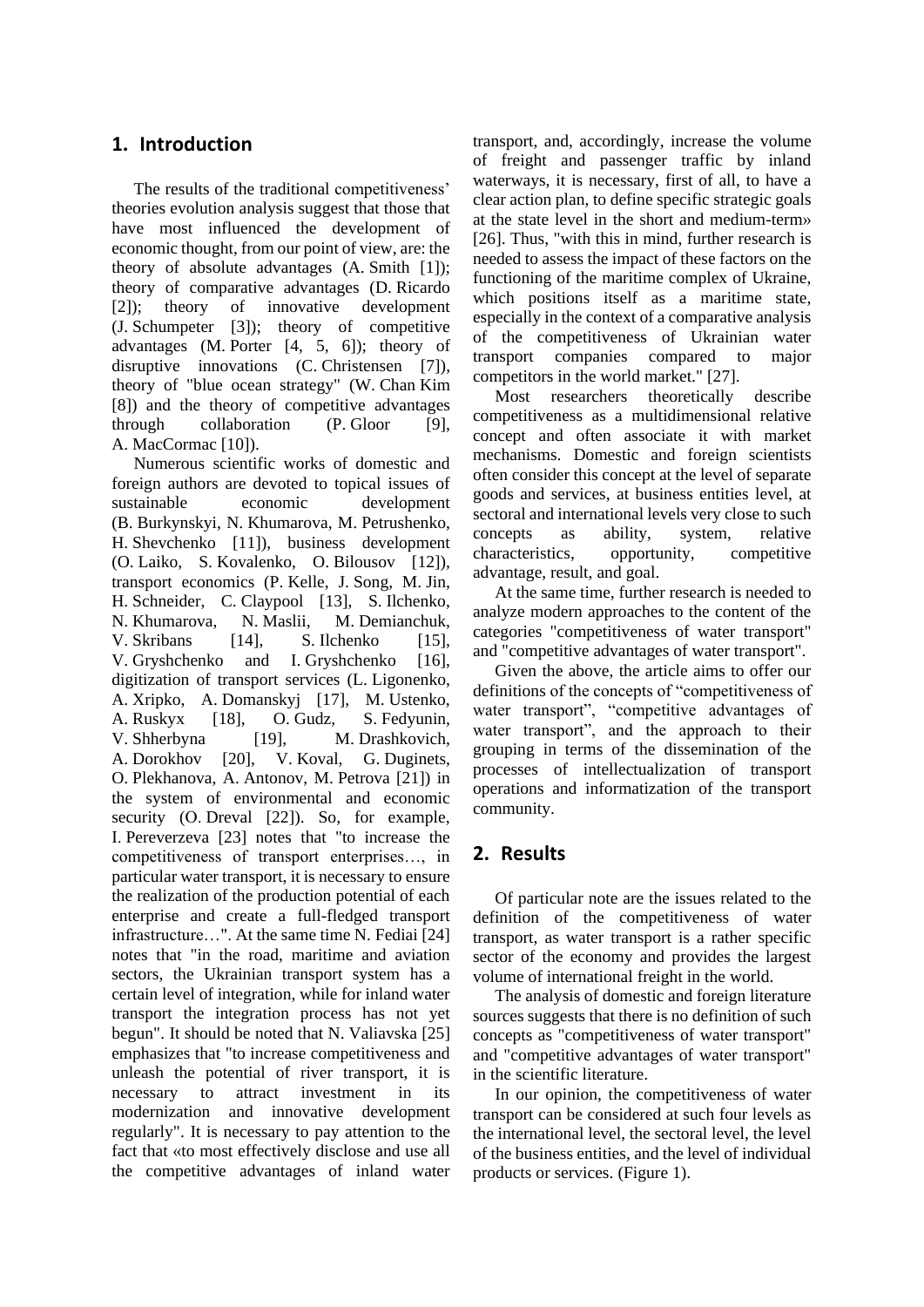## 1. Introduction

The results of the traditional competitiveness' theories evolution analysis suggest that those that have most influenced the development of economic thought, from our point of view, are: the theory of absolute advantages (A. Smith [1]); theory of comparative advantages (D. Ricardo [2]); theory of innovative development (J. Schumpeter [3]); theory of competitive advantages (M. Porter [4, 5, 6]); theory of disruptive innovations (C. Christensen [7]), theory of "blue ocean strategy" (W. Chan Kim [8]) and the theory of competitive advantages through collaboration (P. Gloor [9], A. MacCormac [10]).

Numerous scientific works of domestic and foreign authors are devoted to topical issues of sustainable economic development (B. Burkynskyi, N. Khumarova, M. Petrushenko, H. Shevchenko [11]), business development (O. Laiko, S. Kovalenko, O. Bilousov [12]), transport economics (P. Kelle, J. Song, M. Jin, H. Schneider, C. Claypool [13], S. Ilchenko, N. Khumarova, N. Maslii, M. Demianchuk, V. Skribans [14], S. Ilchenko [15], V. Gryshchenko and I. Gryshchenko [16], digitization of transport services (L. Ligonenko, A. Xripko, A. Domanskyj [17], M. Ustenko, A. Ruskyx [18], O. Gudz, S. Fedyunin, V. Shherbyna [19], M. Drashkovich, A. Dorokhov [20], V. Koval, G. Duginets, O. Plekhanova, A. Antonov, M. Petrova [21]) in the system of environmental and economic security (O. Dreval [22]). So, for example, I. Pereverzeva [23] notes that "to increase the competitiveness of transport enterprises…, in particular water transport, it is necessary to ensure the realization of the production potential of each enterprise and create a full-fledged transport infrastructure…". At the same time N. Fediai [24] notes that "in the road, maritime and aviation sectors, the Ukrainian transport system has a certain level of integration, while for inland water transport the integration process has not yet begun". It should be noted that N. Valiavska [25] emphasizes that "to increase competitiveness and unleash the potential of river transport, it is necessary to attract investment in its modernization and innovative development regularly". It is necessary to pay attention to the fact that «to most effectively disclose and use all the competitive advantages of inland water transport, and, accordingly, increase the volume of freight and passenger traffic by inland waterways, it is necessary, first of all, to have a clear action plan, to define specific strategic goals at the state level in the short and medium-term» [26]. Thus, "with this in mind, further research is needed to assess the impact of these factors on the functioning of the maritime complex of Ukraine, which positions itself as a maritime state, especially in the context of a comparative analysis of the competitiveness of Ukrainian water transport companies compared to major competitors in the world market." [27].

Most researchers theoretically describe competitiveness as a multidimensional relative concept and often associate it with market mechanisms. Domestic and foreign scientists often consider this concept at the level of separate goods and services, at business entities level, at sectoral and international levels very close to such concepts as ability, system, relative characteristics, opportunity, competitive advantage, result, and goal.

At the same time, further research is needed to analyze modern approaches to the content of the categories "competitiveness of water transport" and "competitive advantages of water transport".

Given the above, the article aims to offer our definitions of the concepts of "competitiveness of water transport", "competitive advantages of water transport", and the approach to their grouping in terms of the dissemination of the processes of intellectualization of transport operations and informatization of the transport community.

## 2. Results

Of particular note are the issues related to the definition of the competitiveness of water transport, as water transport is a rather specific sector of the economy and provides the largest volume of international freight in the world.

The analysis of domestic and foreign literature sources suggests that there is no definition of such concepts as "competitiveness of water transport" and "competitive advantages of water transport" in the scientific literature.

In our opinion, the competitiveness of water transport can be considered at such four levels as the international level, the sectoral level, the level of the business entities, and the level of individual products or services. (Figure 1).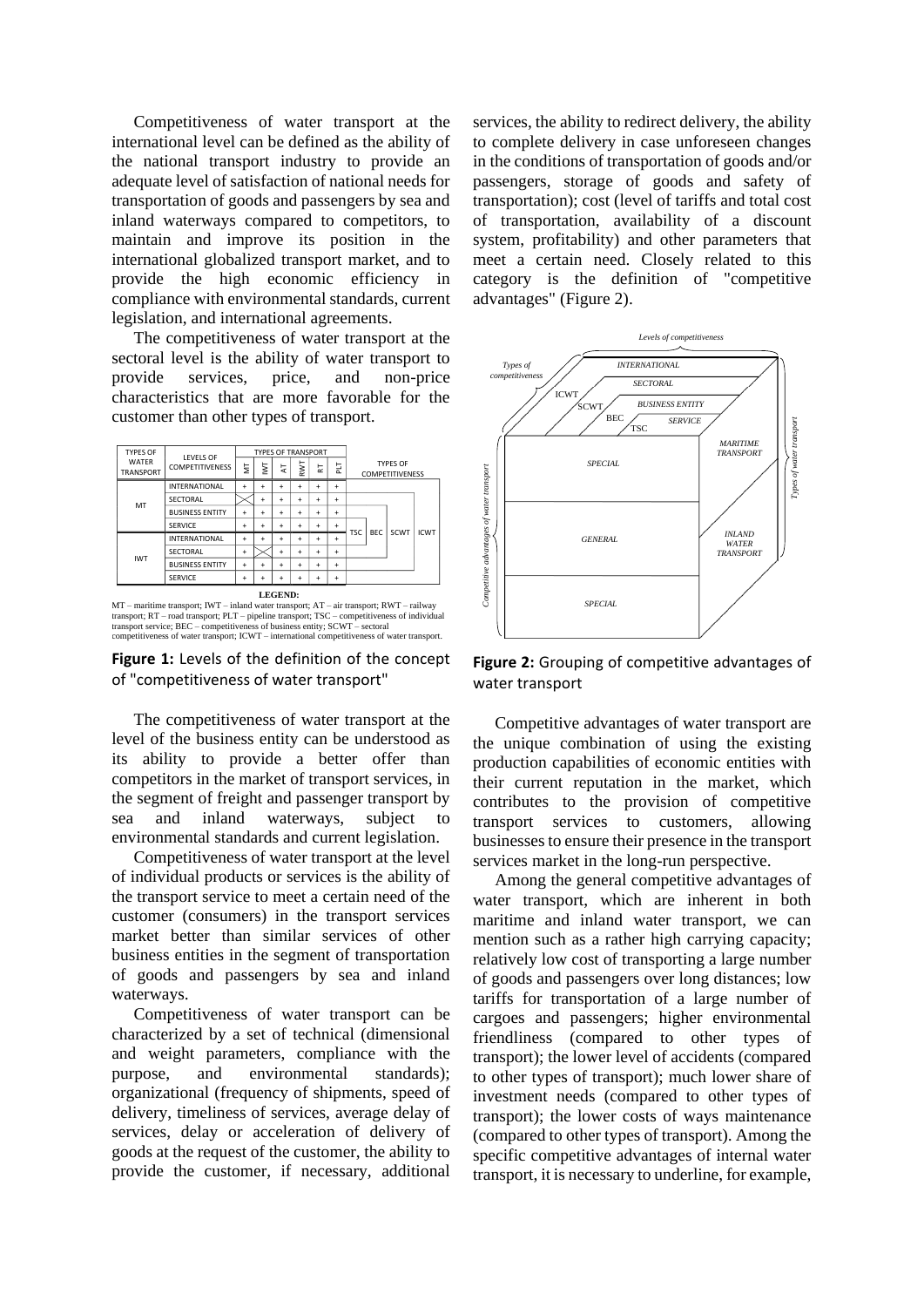Competitiveness of water transport at the international level can be defined as the ability of the national transport industry to provide an adequate level of satisfaction of national needs for transportation of goods and passengers by sea and inland waterways compared to competitors, to maintain and improve its position in the international globalized transport market, and to provide the high economic efficiency in compliance with environmental standards, current legislation, and international agreements.

The competitiveness of water transport at the sectoral level is the ability of water transport to provide services, price, and non-price characteristics that are more favorable for the customer than other types of transport.

| TYPES OF WATER TRANSPORT | LEVELS OF COMPETITIVENESS | MT | IWT | AT | RWT | RT | PLT | TYPES OF COMPETITIVENESS | | | |
|---|---|---|---|---|---|---|---|---|---|---|---|
| MT | INTERNATIONAL | + | + | + | + | + | + | | | | |
| | SECTORAL | X | + | + | + | + | + | | | | |
| | BUSINESS ENTITY | + | + | + | + | + | + | | | | |
| | SERVICE | + | + | + | + | + | + | TSC | BEC | SCWT | ICWT |
| IWT | INTERNATIONAL | + | + | + | + | + | + | | | | |
| | SECTORAL | + | X | + | + | + | + | | | | |
| | BUSINESS ENTITY | + | + | + | + | + | + | | | | |
| | SERVICE | + | + | + | + | + | + | | | | |

**LEGEND:**
MT – maritime transport; IWT – inland water transport; AT – air transport; RWT – railway transport; RT – road transport; PLT – pipeline transport; TSC – competitiveness of individual transport service; BEC – competitiveness of business entity; SCWT – sectoral competitiveness of water transport; ICWT – international competitiveness of water transport.

**Figure 1:** Levels of the definition of the concept of "competitiveness of water transport"

The competitiveness of water transport at the level of the business entity can be understood as its ability to provide a better offer than competitors in the market of transport services, in the segment of freight and passenger transport by sea and inland waterways, subject to environmental standards and current legislation.

Competitiveness of water transport at the level of individual products or services is the ability of the transport service to meet a certain need of the customer (consumers) in the transport services market better than similar services of other business entities in the segment of transportation of goods and passengers by sea and inland waterways.

Competitiveness of water transport can be characterized by a set of technical (dimensional and weight parameters, compliance with the purpose, and environmental standards); organizational (frequency of shipments, speed of delivery, timeliness of services, average delay of services, delay or acceleration of delivery of goods at the request of the customer, the ability to provide the customer, if necessary, additional services, the ability to redirect delivery, the ability to complete delivery in case unforeseen changes in the conditions of transportation of goods and/or passengers, storage of goods and safety of transportation); cost (level of tariffs and total cost of transportation, availability of a discount system, profitability) and other parameters that meet a certain need. Closely related to this category is the definition of "competitive advantages" (Figure 2).

**Figure 2:** Grouping of competitive advantages of water transport

Competitive advantages of water transport are the unique combination of using the existing production capabilities of economic entities with their current reputation in the market, which contributes to the provision of competitive transport services to customers, allowing businesses to ensure their presence in the transport services market in the long-run perspective.

Among the general competitive advantages of water transport, which are inherent in both maritime and inland water transport, we can mention such as a rather high carrying capacity; relatively low cost of transporting a large number of goods and passengers over long distances; low tariffs for transportation of a large number of cargoes and passengers; higher environmental friendliness (compared to other types of transport); the lower level of accidents (compared to other types of transport); much lower share of investment needs (compared to other types of transport); the lower costs of ways maintenance (compared to other types of transport). Among the specific competitive advantages of internal water transport, it is necessary to underline, for example,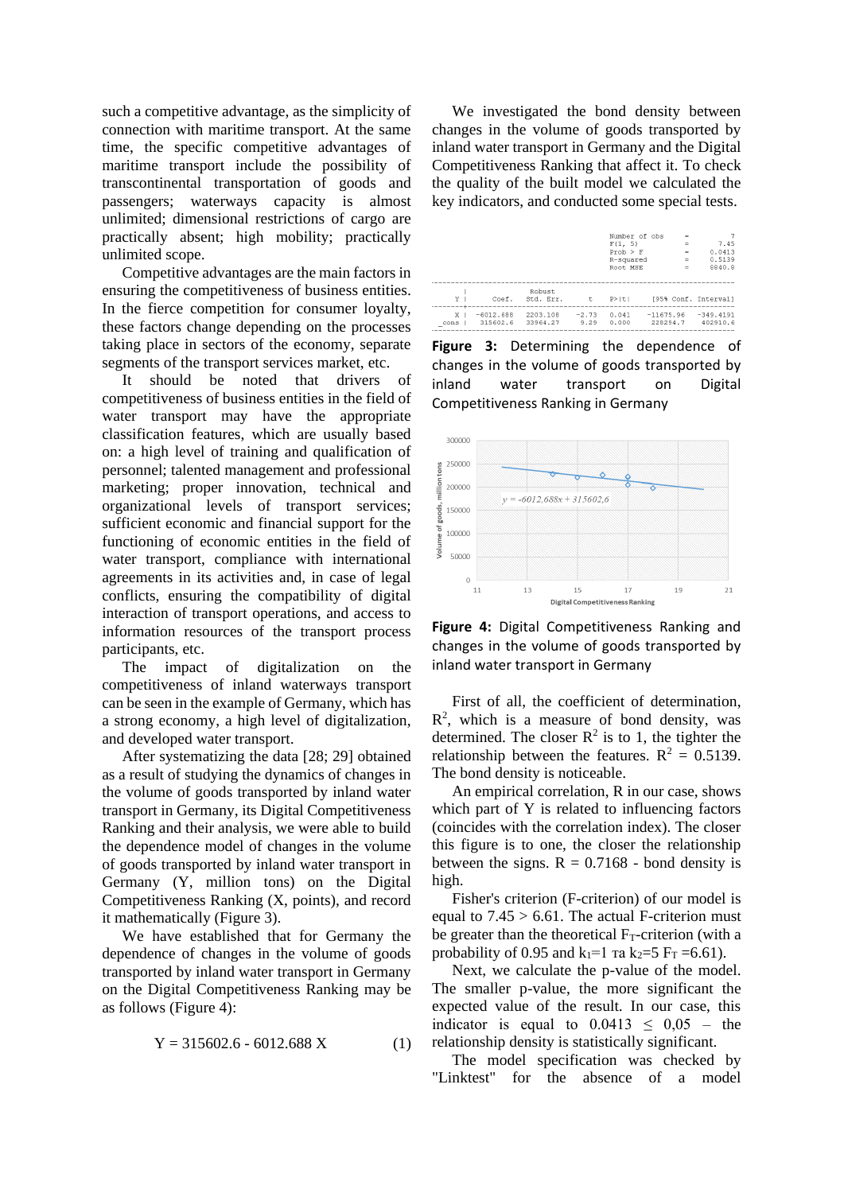such a competitive advantage, as the simplicity of connection with maritime transport. At the same time, the specific competitive advantages of maritime transport include the possibility of transcontinental transportation of goods and passengers; waterways capacity is almost unlimited; dimensional restrictions of cargo are practically absent; high mobility; practically unlimited scope.

Competitive advantages are the main factors in ensuring the competitiveness of business entities. In the fierce competition for consumer loyalty, these factors change depending on the processes taking place in sectors of the economy, separate segments of the transport services market, etc.

It should be noted that drivers of competitiveness of business entities in the field of water transport may have the appropriate classification features, which are usually based on: a high level of training and qualification of personnel; talented management and professional marketing; proper innovation, technical and organizational levels of transport services; sufficient economic and financial support for the functioning of economic entities in the field of water transport, compliance with international agreements in its activities and, in case of legal conflicts, ensuring the compatibility of digital interaction of transport operations, and access to information resources of the transport process participants, etc.

The impact of digitalization on the competitiveness of inland waterways transport can be seen in the example of Germany, which has a strong economy, a high level of digitalization, and developed water transport.

After systematizing the data [28; 29] obtained as a result of studying the dynamics of changes in the volume of goods transported by inland water transport in Germany, its Digital Competitiveness Ranking and their analysis, we were able to build the dependence model of changes in the volume of goods transported by inland water transport in Germany (Y, million tons) on the Digital Competitiveness Ranking (X, points), and record it mathematically (Figure 3).

We have established that for Germany the dependence of changes in the volume of goods transported by inland water transport in Germany on the Digital Competitiveness Ranking may be as follows (Figure 4):

$$Y = 315602.6 - 6012.688\ X \qquad (1)$$

We investigated the bond density between changes in the volume of goods transported by inland water transport in Germany and the Digital Competitiveness Ranking that affect it. To check the quality of the built model we calculated the key indicators, and conducted some special tests.

```
                                          Number of obs   =         7
                                          F(1, 5)         =      7.45
                                          Prob > F        =    0.0413
                                          R-squared       =    0.5139
                                          Root MSE        =    6840.9

------------------------------------------------------------------------
             |               Robust
           Y |      Coef.   Std. Err.      t    P>|t|   [95% Conf. Interval]
-------------+----------------------------------------------------------
           X |  -6012.688   2203.108    -2.73   0.041   -11675.96   -349.4191
       _cons |   315602.6   33964.27     9.29   0.000    228294.7    402910.6
------------------------------------------------------------------------
```

**Figure 3:** Determining the dependence of changes in the volume of goods transported by inland water transport on Digital Competitiveness Ranking in Germany

**Figure 4:** Digital Competitiveness Ranking and changes in the volume of goods transported by inland water transport in Germany

First of all, the coefficient of determination, $R^2$, which is a measure of bond density, was determined. The closer $R^2$ is to 1, the tighter the relationship between the features. $R^2 = 0.5139$. The bond density is noticeable.

An empirical correlation, R in our case, shows which part of Y is related to influencing factors (coincides with the correlation index). The closer this figure is to one, the closer the relationship between the signs. $R = 0.7168$ - bond density is high.

Fisher's criterion (F-criterion) of our model is equal to $7.45 > 6.61$. The actual F-criterion must be greater than the theoretical $F_T$-criterion (with a probability of 0.95 and $k_1=1$ та $k_2=5$ $F_T=6.61$).

Next, we calculate the p-value of the model. The smaller p-value, the more significant the expected value of the result. In our case, this indicator is equal to $0.0413 \leq 0{,}05$ – the relationship density is statistically significant.

The model specification was checked by "Linktest" for the absence of a model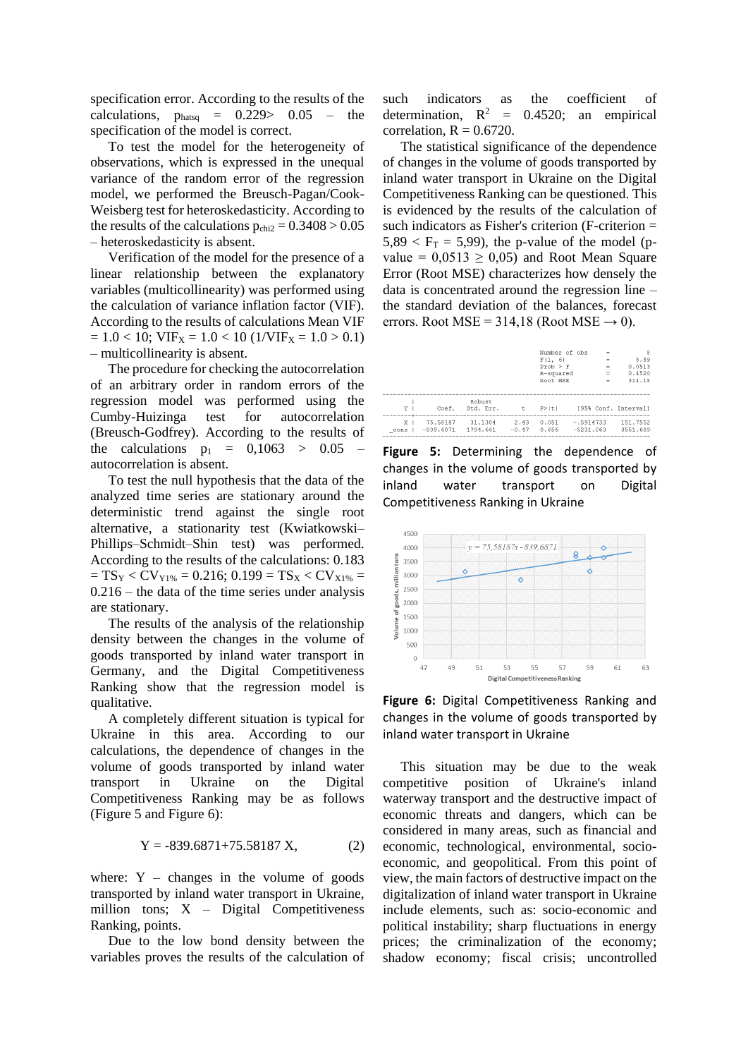specification error. According to the results of the calculations, $p_{hatsq} = 0.229 > 0.05$ – the specification of the model is correct.

To test the model for the heterogeneity of observations, which is expressed in the unequal variance of the random error of the regression model, we performed the Breusch-Pagan/Cook-Weisberg test for heteroskedasticity. According to the results of the calculations $p_{chi2} = 0.3408 > 0.05$ – heteroskedasticity is absent.

Verification of the model for the presence of a linear relationship between the explanatory variables (multicollinearity) was performed using the calculation of variance inflation factor (VIF). According to the results of calculations Mean VIF $= 1.0 < 10$; $VIF_X = 1.0 < 10$ ($1/VIF_X = 1.0 > 0.1$) – multicollinearity is absent.

The procedure for checking the autocorrelation of an arbitrary order in random errors of the regression model was performed using the Cumby-Huizinga test for autocorrelation (Breusch-Godfrey). According to the results of the calculations $p_1 = 0{,}1063 > 0.05$ – autocorrelation is absent.

To test the null hypothesis that the data of the analyzed time series are stationary around the deterministic trend against the single root alternative, a stationarity test (Kwiatkowski–Phillips–Schmidt–Shin test) was performed. According to the results of the calculations: $0.183 = TS_Y < CV_{Y1\%} = 0.216$; $0.199 = TS_X < CV_{X1\%} = 0.216$ – the data of the time series under analysis are stationary.

The results of the analysis of the relationship density between the changes in the volume of goods transported by inland water transport in Germany, and the Digital Competitiveness Ranking show that the regression model is qualitative.

A completely different situation is typical for Ukraine in this area. According to our calculations, the dependence of changes in the volume of goods transported by inland water transport in Ukraine on the Digital Competitiveness Ranking may be as follows (Figure 5 and Figure 6):

$$Y = -839.6871 + 75.58187\,X, \qquad (2)$$

where: Y – changes in the volume of goods transported by inland water transport in Ukraine, million tons; X – Digital Competitiveness Ranking, points.

Due to the low bond density between the variables proves the results of the calculation of such indicators as the coefficient of determination, $R^2 = 0.4520$; an empirical correlation, $R = 0.6720$.

The statistical significance of the dependence of changes in the volume of goods transported by inland water transport in Ukraine on the Digital Competitiveness Ranking can be questioned. This is evidenced by the results of the calculation of such indicators as Fisher's criterion (F-criterion $= 5{,}89 < F_T = 5{,}99$), the p-value of the model (p-value $= 0{,}0513 \geq 0{,}05$) and Root Mean Square Error (Root MSE) characterizes how densely the data is concentrated around the regression line – the standard deviation of the balances, forecast errors. Root MSE = 314,18 (Root MSE $\rightarrow 0$).

```
                                          Number of obs   =        8
                                          F(1, 6)         =     5.89
                                          Prob > F        =   0.0513
                                          R-squared       =   0.4520
                                          Root MSE        =   314.18

------------------------------------------------------------------------------
             |               Robust
           Y |      Coef.   Std. Err.      t    P>|t|     [95% Conf. Interval]
-------------+----------------------------------------------------------------
           X |   75.58187    31.1304     2.43   0.051    -.5914733    151.7552
       _cons |  -839.6871   1794.661    -0.47   0.656    -5231.063    3551.689
------------------------------------------------------------------------------
```

**Figure 5:** Determining the dependence of changes in the volume of goods transported by inland water transport on Digital Competitiveness Ranking in Ukraine

**Figure 6:** Digital Competitiveness Ranking and changes in the volume of goods transported by inland water transport in Ukraine

This situation may be due to the weak competitive position of Ukraine's inland waterway transport and the destructive impact of economic threats and dangers, which can be considered in many areas, such as financial and economic, technological, environmental, socio-economic, and geopolitical. From this point of view, the main factors of destructive impact on the digitalization of inland water transport in Ukraine include elements, such as: socio-economic and political instability; sharp fluctuations in energy prices; the criminalization of the economy; shadow economy; fiscal crisis; uncontrolled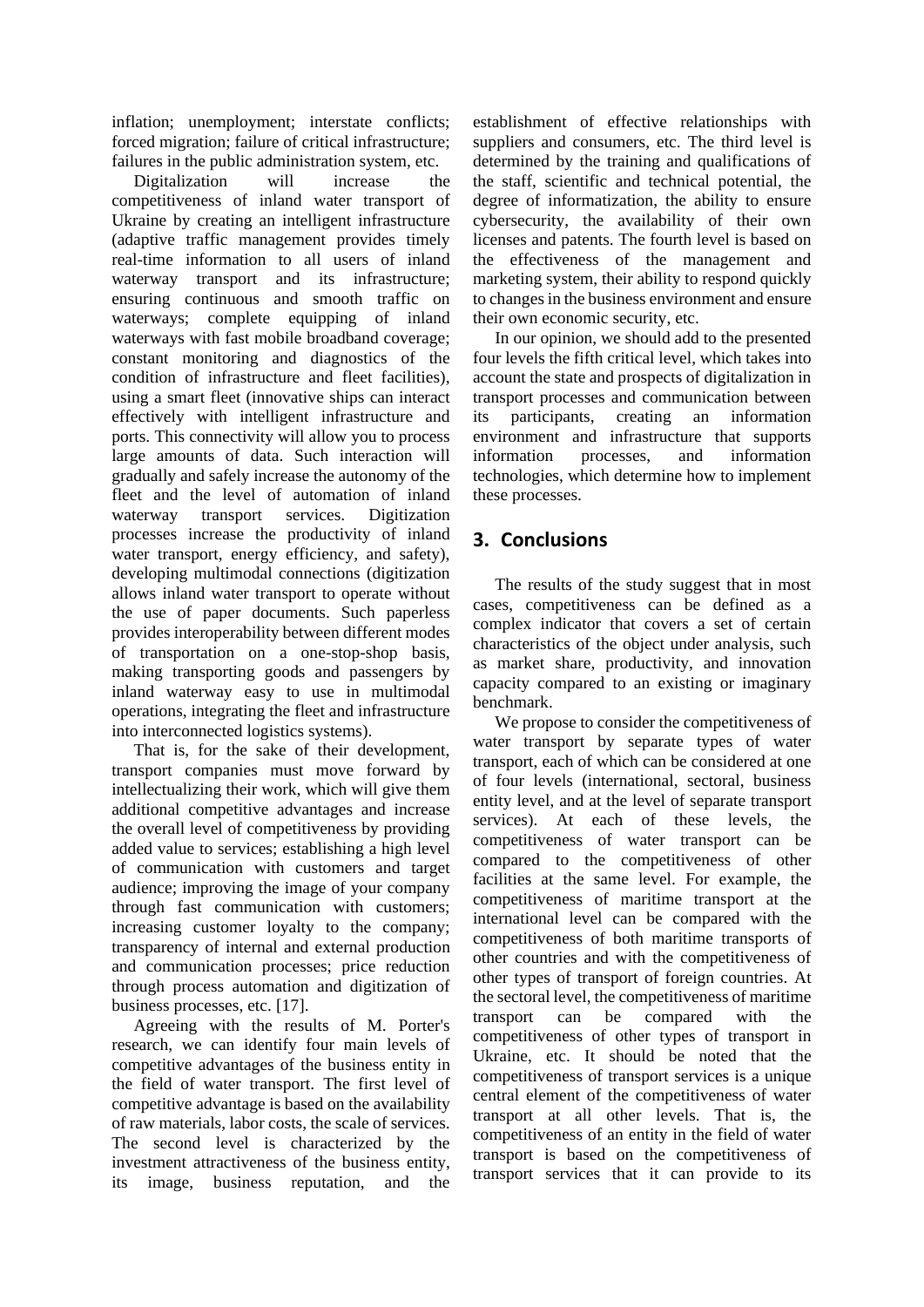inflation; unemployment; interstate conflicts; forced migration; failure of critical infrastructure; failures in the public administration system, etc.

Digitalization will increase the competitiveness of inland water transport of Ukraine by creating an intelligent infrastructure (adaptive traffic management provides timely real-time information to all users of inland waterway transport and its infrastructure; ensuring continuous and smooth traffic on waterways; complete equipping of inland waterways with fast mobile broadband coverage; constant monitoring and diagnostics of the condition of infrastructure and fleet facilities), using a smart fleet (innovative ships can interact effectively with intelligent infrastructure and ports. This connectivity will allow you to process large amounts of data. Such interaction will gradually and safely increase the autonomy of the fleet and the level of automation of inland waterway transport services. Digitization processes increase the productivity of inland water transport, energy efficiency, and safety), developing multimodal connections (digitization allows inland water transport to operate without the use of paper documents. Such paperless provides interoperability between different modes of transportation on a one-stop-shop basis, making transporting goods and passengers by inland waterway easy to use in multimodal operations, integrating the fleet and infrastructure into interconnected logistics systems).

That is, for the sake of their development, transport companies must move forward by intellectualizing their work, which will give them additional competitive advantages and increase the overall level of competitiveness by providing added value to services; establishing a high level of communication with customers and target audience; improving the image of your company through fast communication with customers; increasing customer loyalty to the company; transparency of internal and external production and communication processes; price reduction through process automation and digitization of business processes, etc. [17].

Agreeing with the results of M. Porter's research, we can identify four main levels of competitive advantages of the business entity in the field of water transport. The first level of competitive advantage is based on the availability of raw materials, labor costs, the scale of services. The second level is characterized by the investment attractiveness of the business entity, its image, business reputation, and the establishment of effective relationships with suppliers and consumers, etc. The third level is determined by the training and qualifications of the staff, scientific and technical potential, the degree of informatization, the ability to ensure cybersecurity, the availability of their own licenses and patents. The fourth level is based on the effectiveness of the management and marketing system, their ability to respond quickly to changes in the business environment and ensure their own economic security, etc.

In our opinion, we should add to the presented four levels the fifth critical level, which takes into account the state and prospects of digitalization in transport processes and communication between its participants, creating an information environment and infrastructure that supports information processes, and information technologies, which determine how to implement these processes.

## 3. Conclusions

The results of the study suggest that in most cases, competitiveness can be defined as a complex indicator that covers a set of certain characteristics of the object under analysis, such as market share, productivity, and innovation capacity compared to an existing or imaginary benchmark.

We propose to consider the competitiveness of water transport by separate types of water transport, each of which can be considered at one of four levels (international, sectoral, business entity level, and at the level of separate transport services). At each of these levels, the competitiveness of water transport can be compared to the competitiveness of other facilities at the same level. For example, the competitiveness of maritime transport at the international level can be compared with the competitiveness of both maritime transports of other countries and with the competitiveness of other types of transport of foreign countries. At the sectoral level, the competitiveness of maritime transport can be compared with the competitiveness of other types of transport in Ukraine, etc. It should be noted that the competitiveness of transport services is a unique central element of the competitiveness of water transport at all other levels. That is, the competitiveness of an entity in the field of water transport is based on the competitiveness of transport services that it can provide to its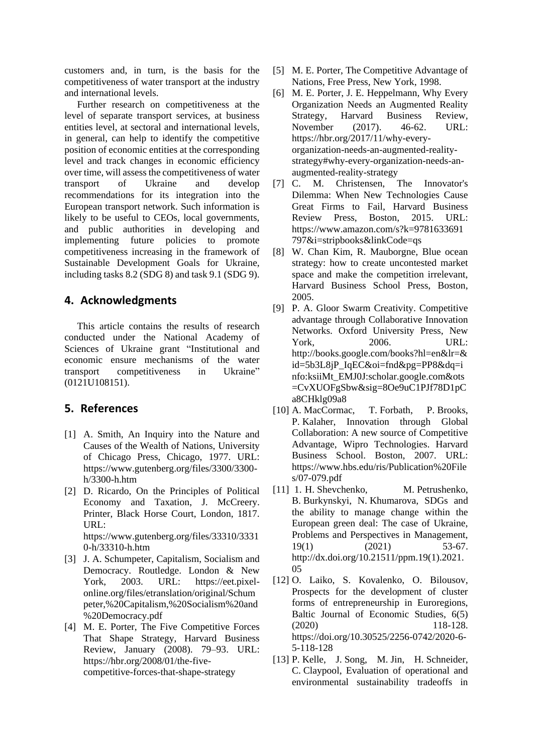customers and, in turn, is the basis for the competitiveness of water transport at the industry and international levels.

Further research on competitiveness at the level of separate transport services, at business entities level, at sectoral and international levels, in general, can help to identify the competitive position of economic entities at the corresponding level and track changes in economic efficiency over time, will assess the competitiveness of water transport of Ukraine and develop recommendations for its integration into the European transport network. Such information is likely to be useful to CEOs, local governments, and public authorities in developing and implementing future policies to promote competitiveness increasing in the framework of Sustainable Development Goals for Ukraine, including tasks 8.2 (SDG 8) and task 9.1 (SDG 9).

## 4. Acknowledgments

This article contains the results of research conducted under the National Academy of Sciences of Ukraine grant "Institutional and economic ensure mechanisms of the water transport competitiveness in Ukraine" (0121U108151).

## 5. References

[1] A. Smith, An Inquiry into the Nature and Causes of the Wealth of Nations, University of Chicago Press, Chicago, 1977. URL: https://www.gutenberg.org/files/3300/3300-h/3300-h.htm

[2] D. Ricardo, On the Principles of Political Economy and Taxation, J. McCreery. Printer, Black Horse Court, London, 1817. URL: https://www.gutenberg.org/files/33310/33310-h/33310-h.htm

[3] J. A. Schumpeter, Capitalism, Socialism and Democracy. Routledge. London & New York, 2003. URL: https://eet.pixel-online.org/files/etranslation/original/Schumpeter,%20Capitalism,%20Socialism%20and%20Democracy.pdf

[4] M. E. Porter, The Five Competitive Forces That Shape Strategy, Harvard Business Review, January (2008). 79–93. URL: https://hbr.org/2008/01/the-five-competitive-forces-that-shape-strategy

[5] M. E. Porter, The Competitive Advantage of Nations, Free Press, New York, 1998.

[6] M. E. Porter, J. E. Heppelmann, Why Every Organization Needs an Augmented Reality Strategy, Harvard Business Review, November (2017). 46-62. URL: https://hbr.org/2017/11/why-every-organization-needs-an-augmented-reality-strategy#why-every-organization-needs-an-augmented-reality-strategy

[7] C. M. Christensen, The Innovator's Dilemma: When New Technologies Cause Great Firms to Fail, Harvard Business Review Press, Boston, 2015. URL: https://www.amazon.com/s?k=9781633691797&i=stripbooks&linkCode=qs

[8] W. Chan Kim, R. Mauborgne, Blue ocean strategy: how to create uncontested market space and make the competition irrelevant, Harvard Business School Press, Boston, 2005.

[9] P. A. Gloor Swarm Creativity. Competitive advantage through Collaborative Innovation Networks. Oxford University Press, New York, 2006. URL: http://books.google.com/books?hl=en&lr=&id=5b3L8jP_IqEC&oi=fnd&pg=PP8&dq=info:ksiiMt_EMJ0J:scholar.google.com&ots=CvXUOFgSbw&sig=8Oe9uC1PJf78D1pCa8CHklg09a8

[10] A. MacCormac, T. Forbath, P. Brooks, P. Kalaher, Innovation through Global Collaboration: A new source of Competitive Advantage, Wipro Technologies. Harvard Business School. Boston, 2007. URL: https://www.hbs.edu/ris/Publication%20Files/07-079.pdf

[11] 1. H. Shevchenko, M. Petrushenko, B. Burkynskyi, N. Khumarova, SDGs and the ability to manage change within the European green deal: The case of Ukraine, Problems and Perspectives in Management, 19(1) (2021) 53-67. http://dx.doi.org/10.21511/ppm.19(1).2021.05

[12] O. Laiko, S. Kovalenko, O. Bilousov, Prospects for the development of cluster forms of entrepreneurship in Euroregions, Baltic Journal of Economic Studies, 6(5) (2020) 118-128. https://doi.org/10.30525/2256-0742/2020-6-5-118-128

[13] P. Kelle, J. Song, M. Jin, H. Schneider, C. Claypool, Evaluation of operational and environmental sustainability tradeoffs in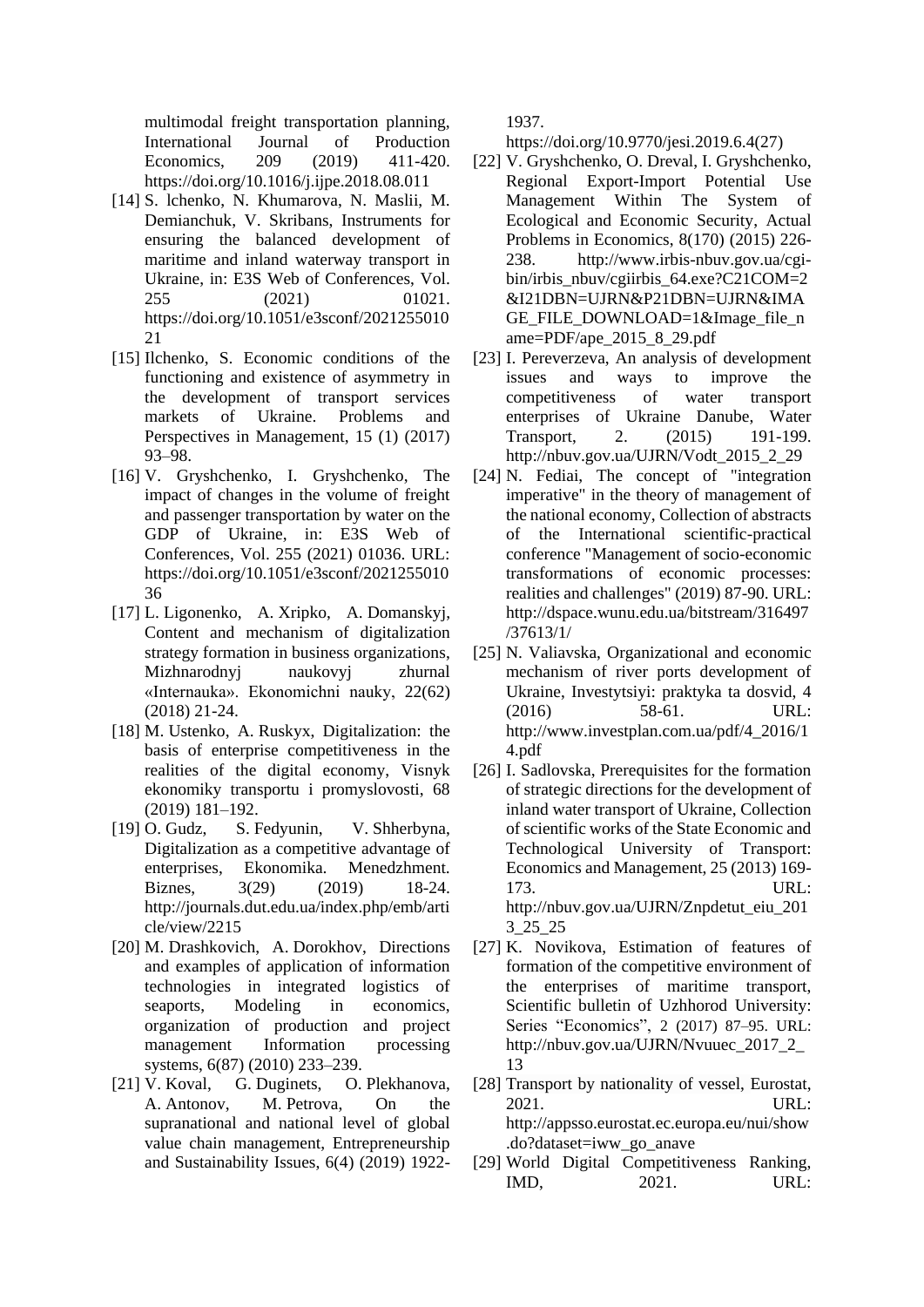multimodal freight transportation planning, International Journal of Production Economics, 209 (2019) 411-420. https://doi.org/10.1016/j.ijpe.2018.08.011

[14] S. lchenko, N. Khumarova, N. Maslii, M. Demianchuk, V. Skribans, Instruments for ensuring the balanced development of maritime and inland waterway transport in Ukraine, in: E3S Web of Conferences, Vol. 255 (2021) 01021. https://doi.org/10.1051/e3sconf/202125501021

[15] Ilchenko, S. Economic conditions of the functioning and existence of asymmetry in the development of transport services markets of Ukraine. Problems and Perspectives in Management, 15 (1) (2017) 93–98.

[16] V. Gryshchenko, I. Gryshchenko, The impact of changes in the volume of freight and passenger transportation by water on the GDP of Ukraine, in: E3S Web of Conferences, Vol. 255 (2021) 01036. URL: https://doi.org/10.1051/e3sconf/202125501036

[17] L. Ligonenko, A. Xripko, A. Domanskyj, Content and mechanism of digitalization strategy formation in business organizations, Mizhnarodnyj naukovyj zhurnal «Internauka». Ekonomichni nauky, 22(62) (2018) 21-24.

[18] M. Ustenko, A. Ruskyx, Digitalization: the basis of enterprise competitiveness in the realities of the digital economy, Visnyk ekonomiky transportu i promyslovosti, 68 (2019) 181–192.

[19] O. Gudz, S. Fedyunin, V. Shherbyna, Digitalization as a competitive advantage of enterprises, Ekonomika. Menedzhment. Biznes, 3(29) (2019) 18-24. http://journals.dut.edu.ua/index.php/emb/article/view/2215

[20] M. Drashkovich, A. Dorokhov, Directions and examples of application of information technologies in integrated logistics of seaports, Modeling in economics, organization of production and project management Information processing systems, 6(87) (2010) 233–239.

[21] V. Koval, G. Duginets, O. Plekhanova, A. Antonov, M. Petrova, On the supranational and national level of global value chain management, Entrepreneurship and Sustainability Issues, 6(4) (2019) 1922-1937. https://doi.org/10.9770/jesi.2019.6.4(27)

[22] V. Gryshchenko, O. Dreval, I. Gryshchenko, Regional Export-Import Potential Use Management Within The System of Ecological and Economic Security, Actual Problems in Economics, 8(170) (2015) 226-238. http://www.irbis-nbuv.gov.ua/cgi-bin/irbis_nbuv/cgiirbis_64.exe?C21COM=2&I21DBN=UJRN&P21DBN=UJRN&IMAGE_FILE_DOWNLOAD=1&Image_file_name=PDF/ape_2015_8_29.pdf

[23] I. Pereverzeva, An analysis of development issues and ways to improve the competitiveness of water transport enterprises of Ukraine Danube, Water Transport, 2. (2015) 191-199. http://nbuv.gov.ua/UJRN/Vodt_2015_2_29

[24] N. Fediai, The concept of "integration imperative" in the theory of management of the national economy, Collection of abstracts of the International scientific-practical conference "Management of socio-economic transformations of economic processes: realities and challenges" (2019) 87-90. URL: http://dspace.wunu.edu.ua/bitstream/316497/37613/1/

[25] N. Valiavska, Organizational and economic mechanism of river ports development of Ukraine, Investytsiyi: praktyka ta dosvid, 4 (2016) 58-61. URL: http://www.investplan.com.ua/pdf/4_2016/14.pdf

[26] I. Sadlovska, Prerequisites for the formation of strategic directions for the development of inland water transport of Ukraine, Collection of scientific works of the State Economic and Technological University of Transport: Economics and Management, 25 (2013) 169-173. URL: http://nbuv.gov.ua/UJRN/Znpdetut_eiu_2013_25_25

[27] K. Novikova, Estimation of features of formation of the competitive environment of the enterprises of maritime transport, Scientific bulletin of Uzhhorod University: Series "Economics", 2 (2017) 87–95. URL: http://nbuv.gov.ua/UJRN/Nvuuec_2017_2_13

[28] Transport by nationality of vessel, Eurostat, 2021. URL: http://appsso.eurostat.ec.europa.eu/nui/show.do?dataset=iww_go_anave

[29] World Digital Competitiveness Ranking, IMD, 2021. URL: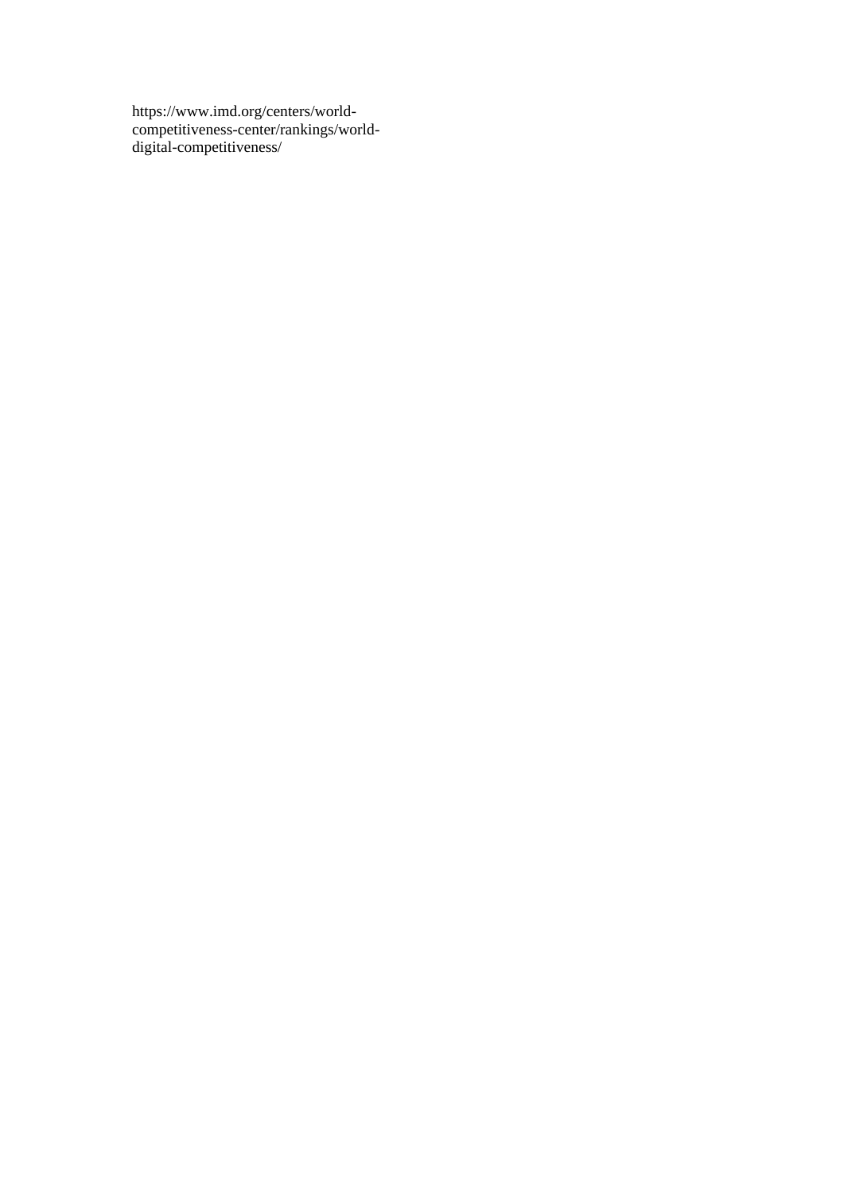https://www.imd.org/centers/world-competitiveness-center/rankings/world-digital-competitiveness/